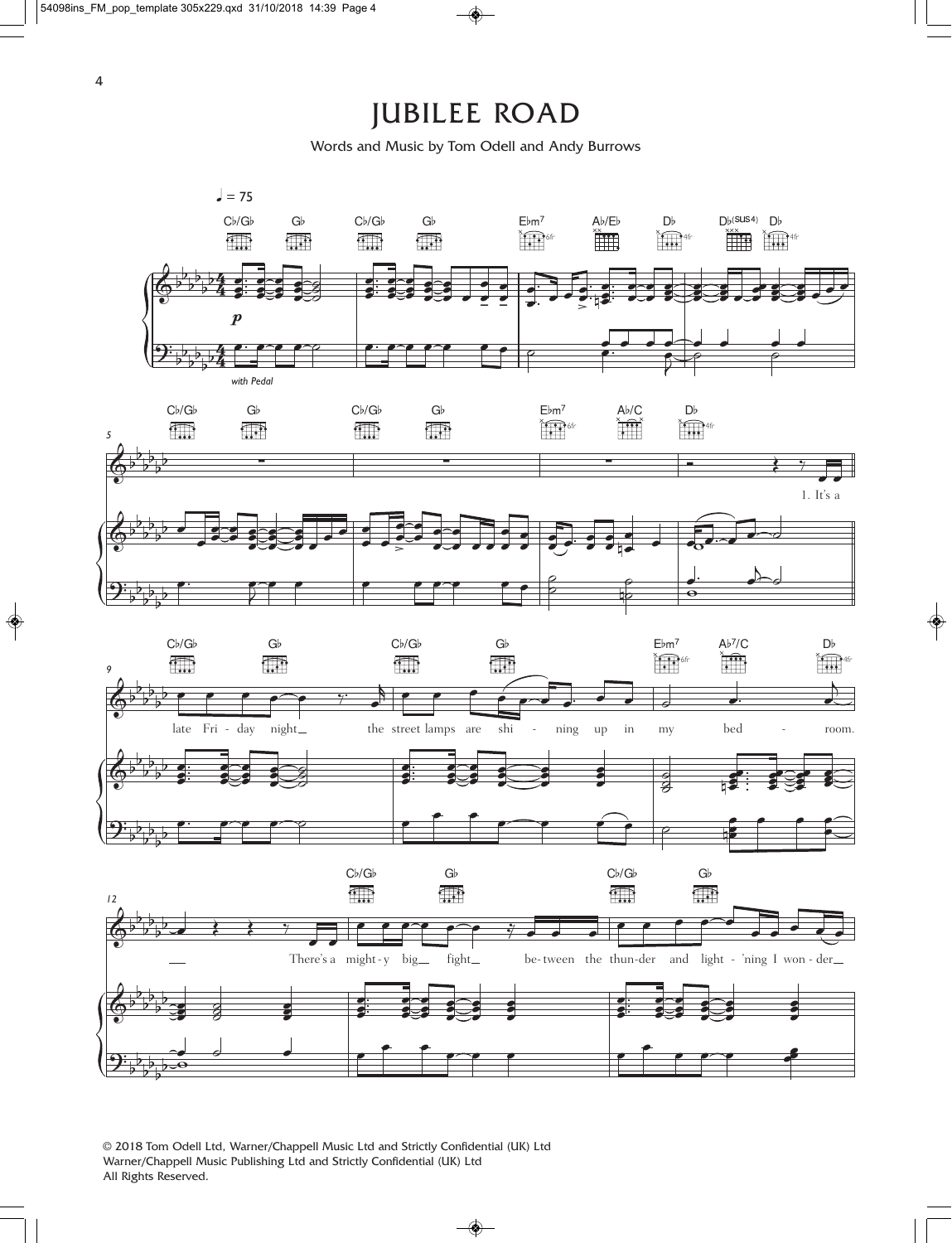# JUBILEE ROAD

Words and Music by Tom Odell and Andy Burrows

© 2018 Tom Odell Ltd, Warner/Chappell Music Ltd and Strictly Confidential (UK) Ltd
Warner/Chappell Music Publishing Ltd and Strictly Confidential (UK) Ltd
All Rights Reserved.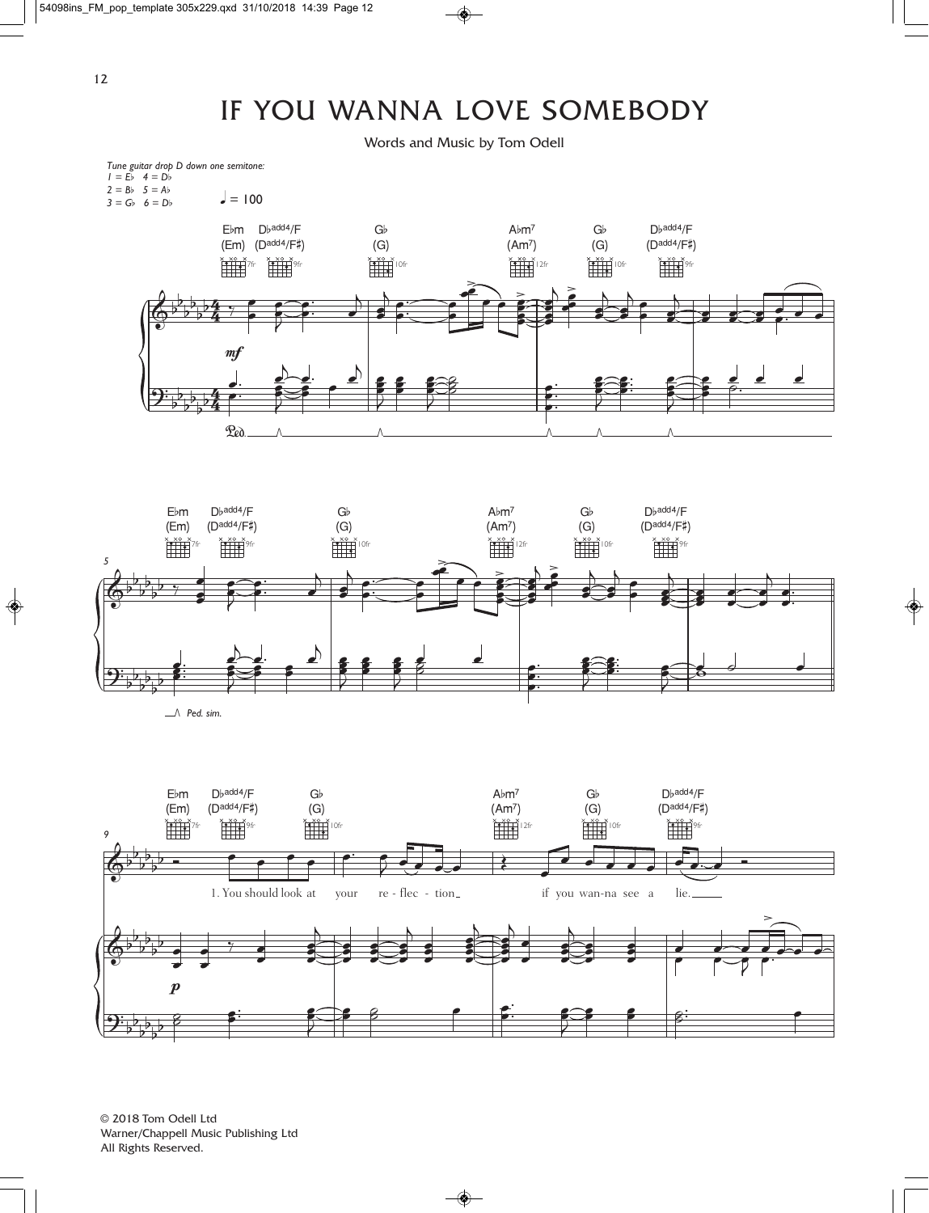# IF YOU WANNA LOVE SOMEBODY

Words and Music by Tom Odell

*Tune guitar drop D down one semitone:*
*1 = E♭ 4 = D♭*
*2 = B♭ 5 = A♭*
*3 = G♭ 6 = D♭*

♩ = 100

E♭m (Em) D♭add4/F (Dadd4/F♯) G♭ (G) A♭m7 (Am7) G♭ (G) D♭add4/F (Dadd4/F♯)

*mf*

Ped.

E♭m (Em) D♭add4/F (Dadd4/F♯) G♭ (G) A♭m7 (Am7) G♭ (G) D♭add4/F (Dadd4/F♯)

*Ped. sim.*

E♭m (Em) D♭add4/F (Dadd4/F♯) G♭ (G) A♭m7 (Am7) G♭ (G) D♭add4/F (Dadd4/F♯)

1. You should look at your re - flec - tion if you wan-na see a lie.

*p*

© 2018 Tom Odell Ltd
Warner/Chappell Music Publishing Ltd
All Rights Reserved.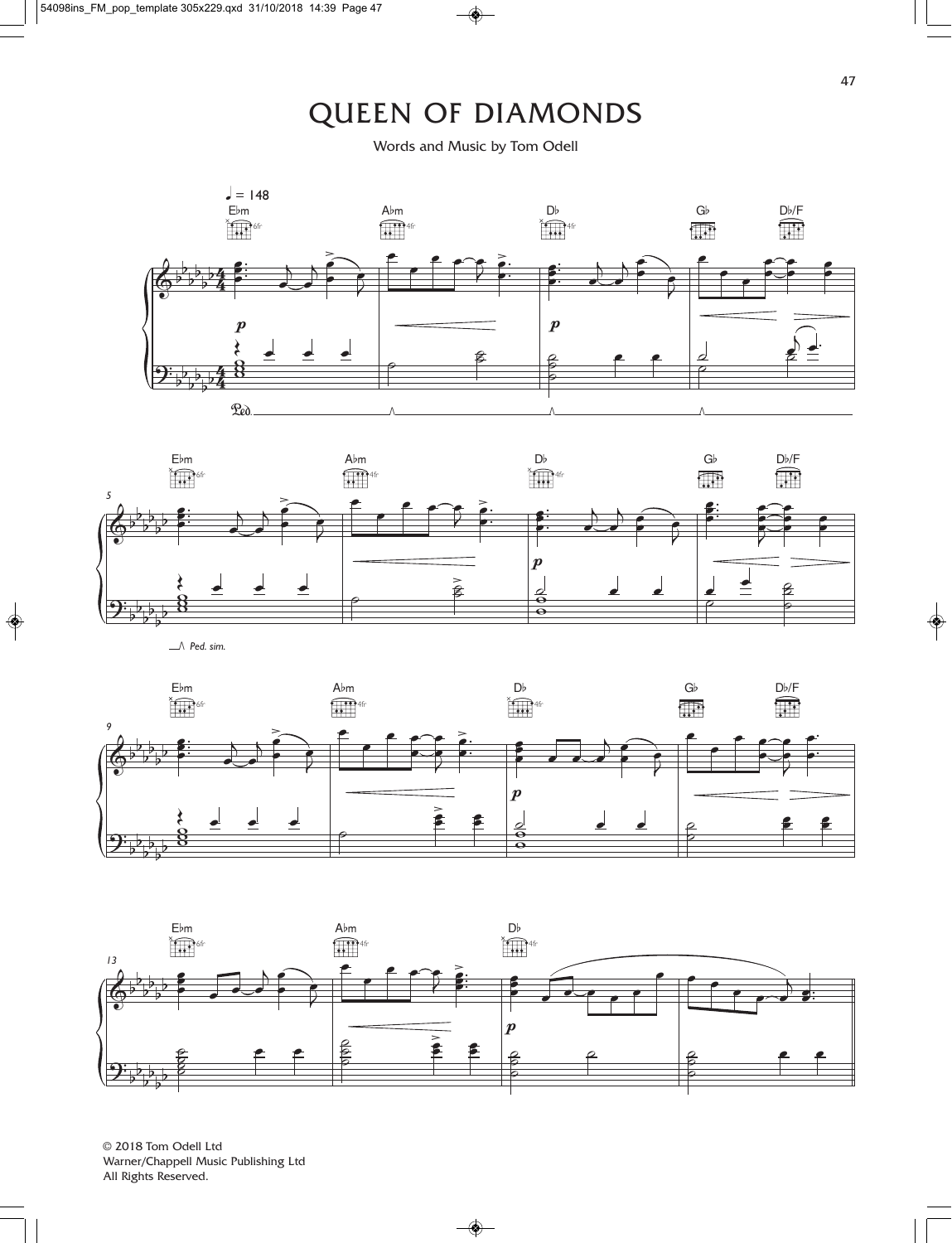# QUEEN OF DIAMONDS

Words and Music by Tom Odell

© 2018 Tom Odell Ltd
Warner/Chappell Music Publishing Ltd
All Rights Reserved.